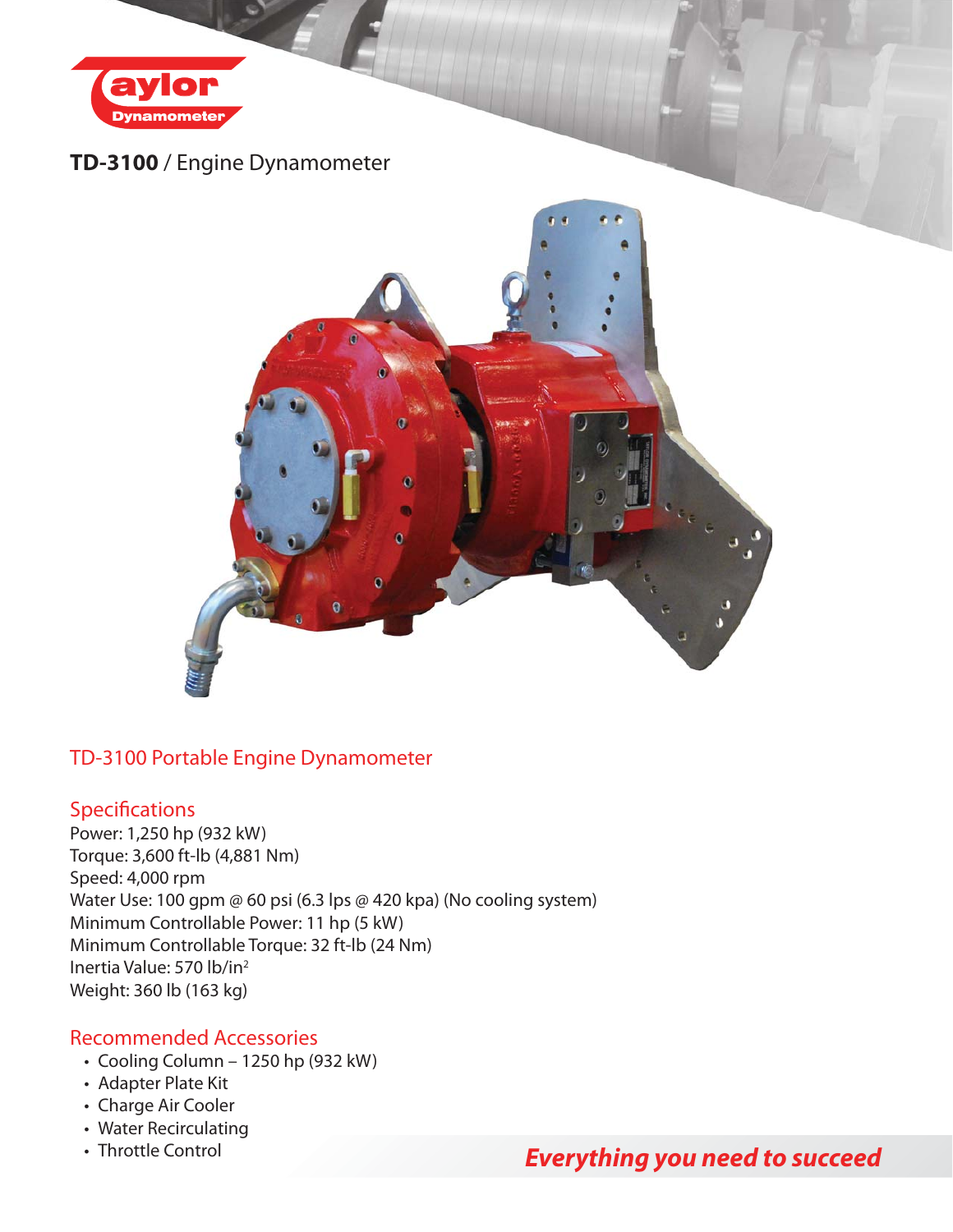**TD-3100** / Engine Dynamometer

## TD-3100 Portable Engine Dynamometer

### Specifications

Power: 1,250 hp (932 kW)
Torque: 3,600 ft-lb (4,881 Nm)
Speed: 4,000 rpm
Water Use: 100 gpm @ 60 psi (6.3 lps @ 420 kpa) (No cooling system)
Minimum Controllable Power: 11 hp (5 kW)
Minimum Controllable Torque: 32 ft-lb (24 Nm)
Inertia Value: 570 lb/in$^2$
Weight: 360 lb (163 kg)

### Recommended Accessories

- Cooling Column – 1250 hp (932 kW)
- Adapter Plate Kit
- Charge Air Cooler
- Water Recirculating
- Throttle Control

***Everything you need to succeed***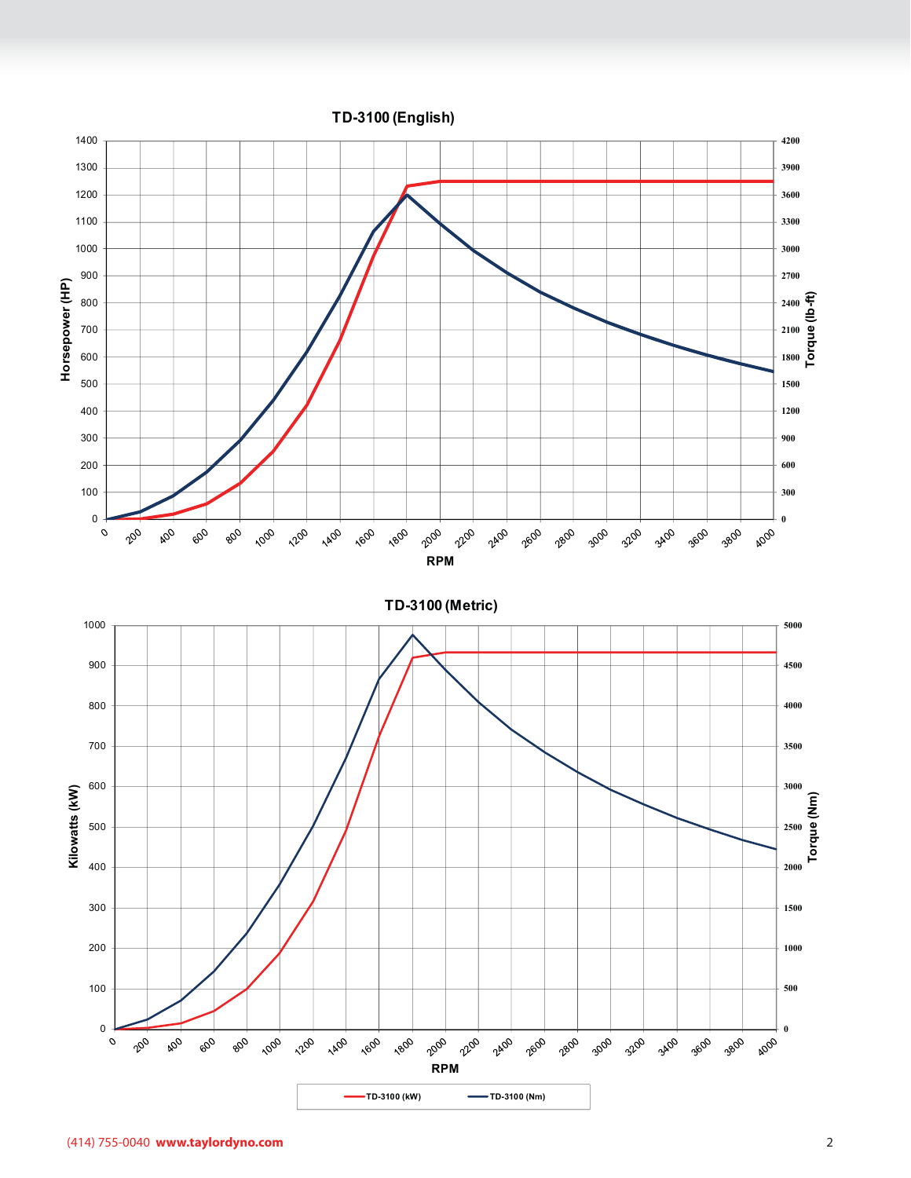## TD-3100 (English)

Horsepower (HP) / Torque (lb-ft) vs. RPM

## TD-3100 (Metric)

Kilowatts (kW) / Torque (Nm) vs. RPM

TD-3100 (kW) — TD-3100 (Nm)

(414) 755-0040 **www.taylordyno.com**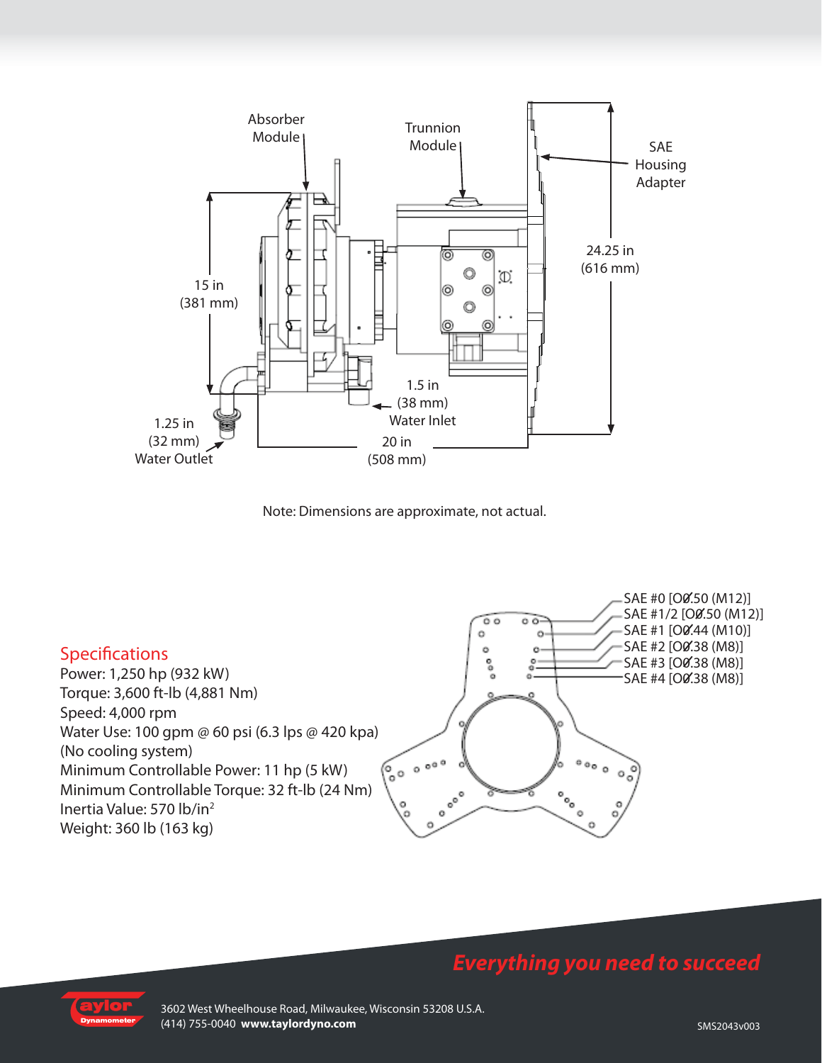Absorber Module

Trunnion Module

SAE Housing Adapter

24.25 in (616 mm)

15 in (381 mm)

1.5 in (38 mm) Water Inlet

1.25 in (32 mm) Water Outlet

20 in (508 mm)

Note: Dimensions are approximate, not actual.

## Specifications

Power: 1,250 hp (932 kW)
Torque: 3,600 ft-lb (4,881 Nm)
Speed: 4,000 rpm
Water Use: 100 gpm @ 60 psi (6.3 lps @ 420 kpa)
(No cooling system)
Minimum Controllable Power: 11 hp (5 kW)
Minimum Controllable Torque: 32 ft-lb (24 Nm)
Inertia Value: 570 lb/in$^2$
Weight: 360 lb (163 kg)

SAE #0 [OØ.50 (M12)]
SAE #1/2 [OØ.50 (M12)]
SAE #1 [OØ.44 (M10)]
SAE #2 [OØ.38 (M8)]
SAE #3 [OØ.38 (M8)]
SAE #4 [OØ.38 (M8)]

*Everything you need to succeed*

3602 West Wheelhouse Road, Milwaukee, Wisconsin 53208 U.S.A.
(414) 755-0040 **www.taylordyno.com**

SMS2043v003